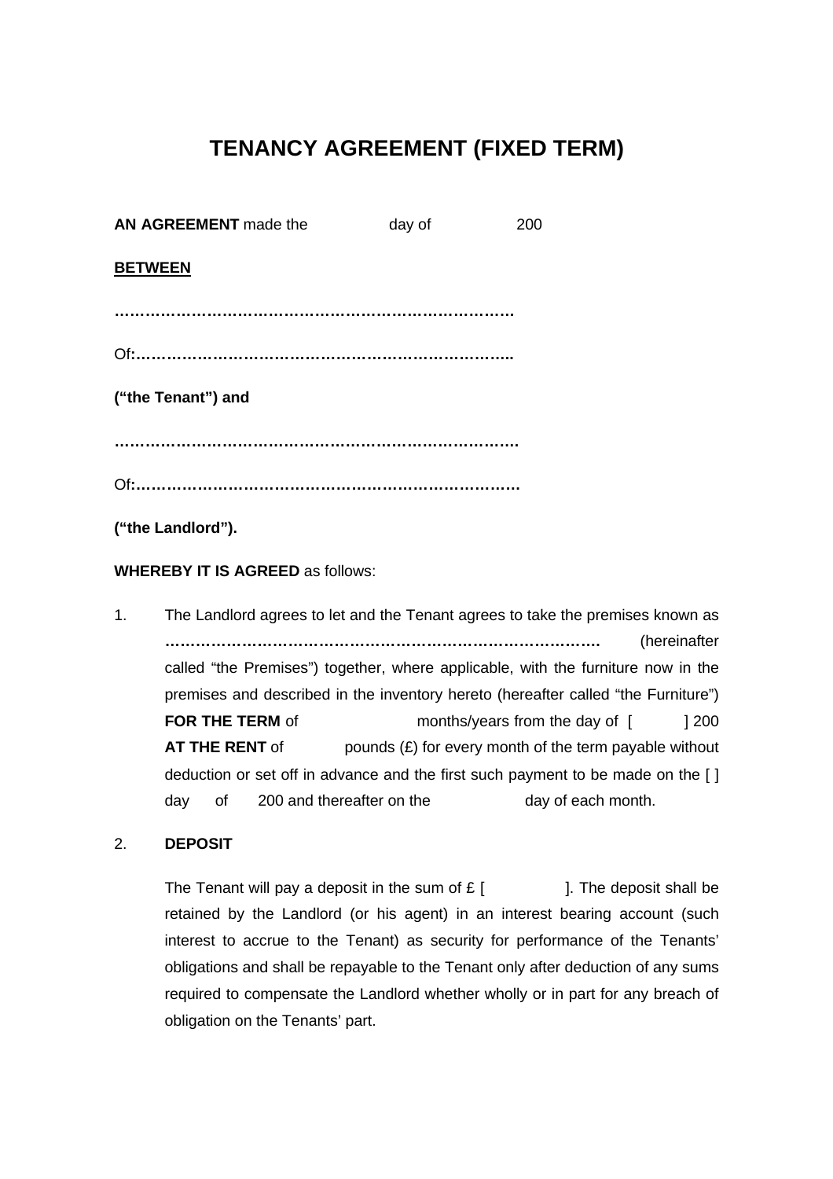# TENANCY AGREEMENT (FIXED TERM)

**AN AGREEMENT** made the day of 200

**BETWEEN**

**…………………………………………………………………….**

Of**:………………………………………………………………..**

**(“the Tenant”) and**

**…………………………………………………………………….**

Of**:…………………………………………………………………**

**(“the Landlord”).**

**WHEREBY IT IS AGREED** as follows:

1. The Landlord agrees to let and the Tenant agrees to take the premises known as **…………………………………………………………………………** (hereinafter called “the Premises”) together, where applicable, with the furniture now in the premises and described in the inventory hereto (hereafter called “the Furniture”) **FOR THE TERM** of months/years from the day of [ ] 200 **AT THE RENT** of pounds (£) for every month of the term payable without deduction or set off in advance and the first such payment to be made on the [ ] day of 200 and thereafter on the day of each month.

2. **DEPOSIT**

   The Tenant will pay a deposit in the sum of £ [ ]. The deposit shall be retained by the Landlord (or his agent) in an interest bearing account (such interest to accrue to the Tenant) as security for performance of the Tenants’ obligations and shall be repayable to the Tenant only after deduction of any sums required to compensate the Landlord whether wholly or in part for any breach of obligation on the Tenants’ part.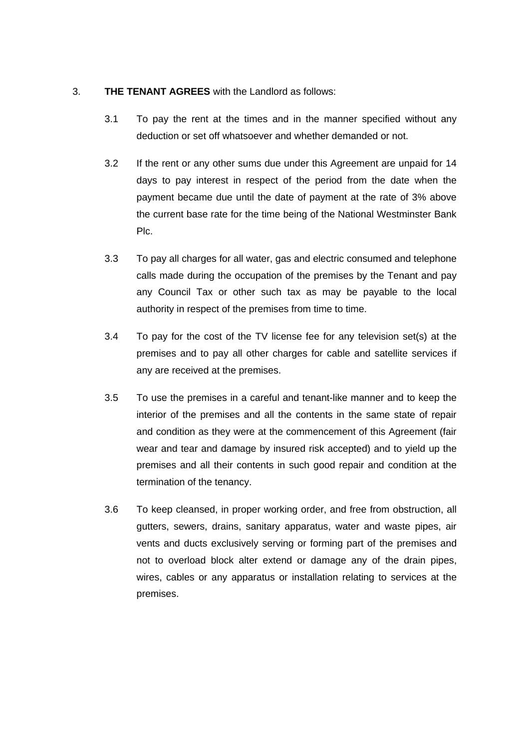3. **THE TENANT AGREES** with the Landlord as follows:

3.1 To pay the rent at the times and in the manner specified without any deduction or set off whatsoever and whether demanded or not.

3.2 If the rent or any other sums due under this Agreement are unpaid for 14 days to pay interest in respect of the period from the date when the payment became due until the date of payment at the rate of 3% above the current base rate for the time being of the National Westminster Bank Plc.

3.3 To pay all charges for all water, gas and electric consumed and telephone calls made during the occupation of the premises by the Tenant and pay any Council Tax or other such tax as may be payable to the local authority in respect of the premises from time to time.

3.4 To pay for the cost of the TV license fee for any television set(s) at the premises and to pay all other charges for cable and satellite services if any are received at the premises.

3.5 To use the premises in a careful and tenant-like manner and to keep the interior of the premises and all the contents in the same state of repair and condition as they were at the commencement of this Agreement (fair wear and tear and damage by insured risk accepted) and to yield up the premises and all their contents in such good repair and condition at the termination of the tenancy.

3.6 To keep cleansed, in proper working order, and free from obstruction, all gutters, sewers, drains, sanitary apparatus, water and waste pipes, air vents and ducts exclusively serving or forming part of the premises and not to overload block alter extend or damage any of the drain pipes, wires, cables or any apparatus or installation relating to services at the premises.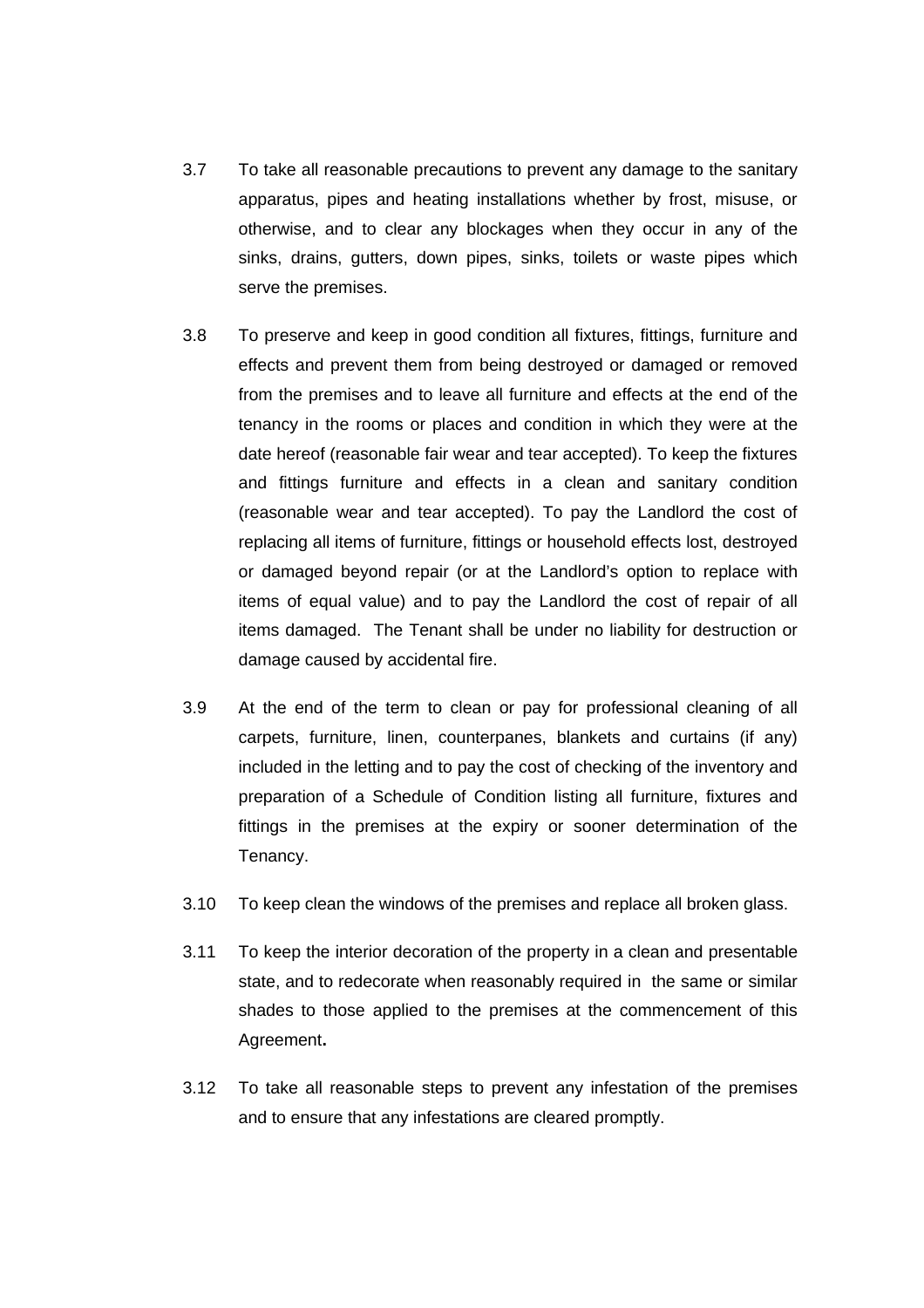3.7 To take all reasonable precautions to prevent any damage to the sanitary apparatus, pipes and heating installations whether by frost, misuse, or otherwise, and to clear any blockages when they occur in any of the sinks, drains, gutters, down pipes, sinks, toilets or waste pipes which serve the premises.

3.8 To preserve and keep in good condition all fixtures, fittings, furniture and effects and prevent them from being destroyed or damaged or removed from the premises and to leave all furniture and effects at the end of the tenancy in the rooms or places and condition in which they were at the date hereof (reasonable fair wear and tear accepted). To keep the fixtures and fittings furniture and effects in a clean and sanitary condition (reasonable wear and tear accepted). To pay the Landlord the cost of replacing all items of furniture, fittings or household effects lost, destroyed or damaged beyond repair (or at the Landlord's option to replace with items of equal value) and to pay the Landlord the cost of repair of all items damaged. The Tenant shall be under no liability for destruction or damage caused by accidental fire.

3.9 At the end of the term to clean or pay for professional cleaning of all carpets, furniture, linen, counterpanes, blankets and curtains (if any) included in the letting and to pay the cost of checking of the inventory and preparation of a Schedule of Condition listing all furniture, fixtures and fittings in the premises at the expiry or sooner determination of the Tenancy.

3.10 To keep clean the windows of the premises and replace all broken glass.

3.11 To keep the interior decoration of the property in a clean and presentable state, and to redecorate when reasonably required in the same or similar shades to those applied to the premises at the commencement of this Agreement**.**

3.12 To take all reasonable steps to prevent any infestation of the premises and to ensure that any infestations are cleared promptly.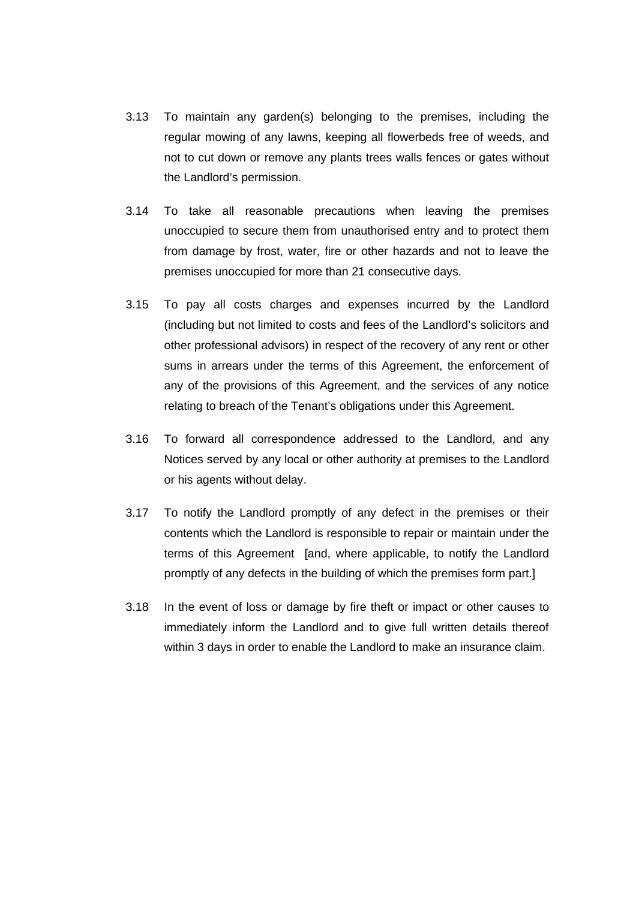3.13 To maintain any garden(s) belonging to the premises, including the regular mowing of any lawns, keeping all flowerbeds free of weeds, and not to cut down or remove any plants trees walls fences or gates without the Landlord's permission.

3.14 To take all reasonable precautions when leaving the premises unoccupied to secure them from unauthorised entry and to protect them from damage by frost, water, fire or other hazards and not to leave the premises unoccupied for more than 21 consecutive days.

3.15 To pay all costs charges and expenses incurred by the Landlord (including but not limited to costs and fees of the Landlord's solicitors and other professional advisors) in respect of the recovery of any rent or other sums in arrears under the terms of this Agreement, the enforcement of any of the provisions of this Agreement, and the services of any notice relating to breach of the Tenant's obligations under this Agreement.

3.16 To forward all correspondence addressed to the Landlord, and any Notices served by any local or other authority at premises to the Landlord or his agents without delay.

3.17 To notify the Landlord promptly of any defect in the premises or their contents which the Landlord is responsible to repair or maintain under the terms of this Agreement [and, where applicable, to notify the Landlord promptly of any defects in the building of which the premises form part.]

3.18 In the event of loss or damage by fire theft or impact or other causes to immediately inform the Landlord and to give full written details thereof within 3 days in order to enable the Landlord to make an insurance claim.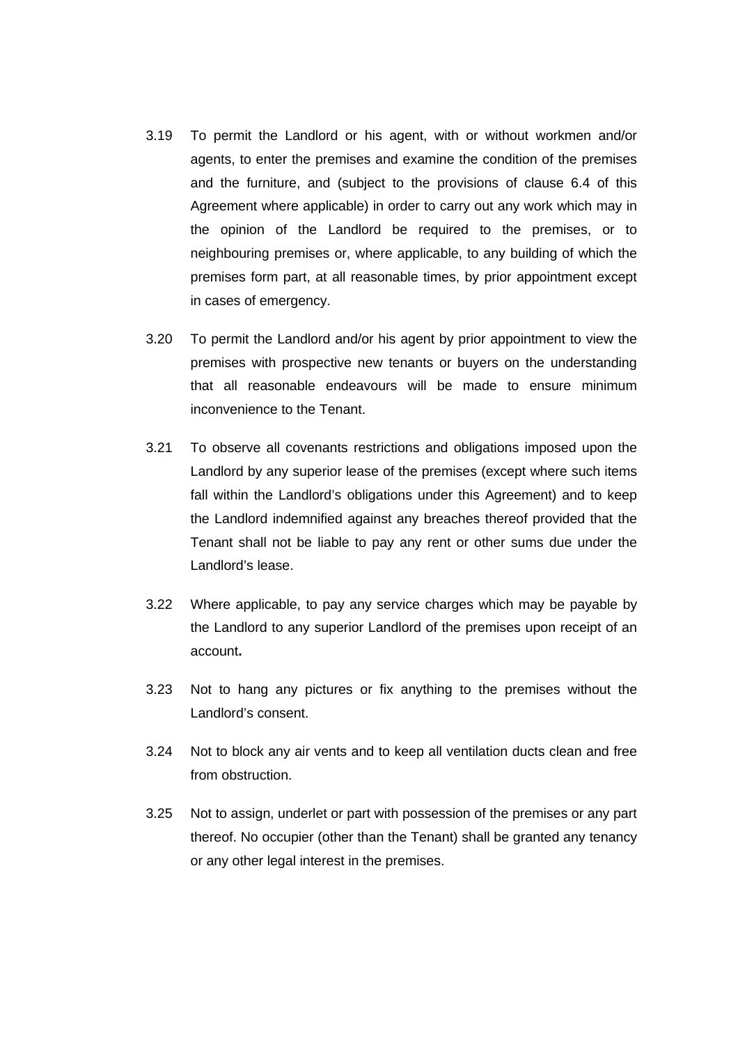3.19 To permit the Landlord or his agent, with or without workmen and/or agents, to enter the premises and examine the condition of the premises and the furniture, and (subject to the provisions of clause 6.4 of this Agreement where applicable) in order to carry out any work which may in the opinion of the Landlord be required to the premises, or to neighbouring premises or, where applicable, to any building of which the premises form part, at all reasonable times, by prior appointment except in cases of emergency.

3.20 To permit the Landlord and/or his agent by prior appointment to view the premises with prospective new tenants or buyers on the understanding that all reasonable endeavours will be made to ensure minimum inconvenience to the Tenant.

3.21 To observe all covenants restrictions and obligations imposed upon the Landlord by any superior lease of the premises (except where such items fall within the Landlord's obligations under this Agreement) and to keep the Landlord indemnified against any breaches thereof provided that the Tenant shall not be liable to pay any rent or other sums due under the Landlord's lease.

3.22 Where applicable, to pay any service charges which may be payable by the Landlord to any superior Landlord of the premises upon receipt of an account**.**

3.23 Not to hang any pictures or fix anything to the premises without the Landlord's consent.

3.24 Not to block any air vents and to keep all ventilation ducts clean and free from obstruction.

3.25 Not to assign, underlet or part with possession of the premises or any part thereof. No occupier (other than the Tenant) shall be granted any tenancy or any other legal interest in the premises.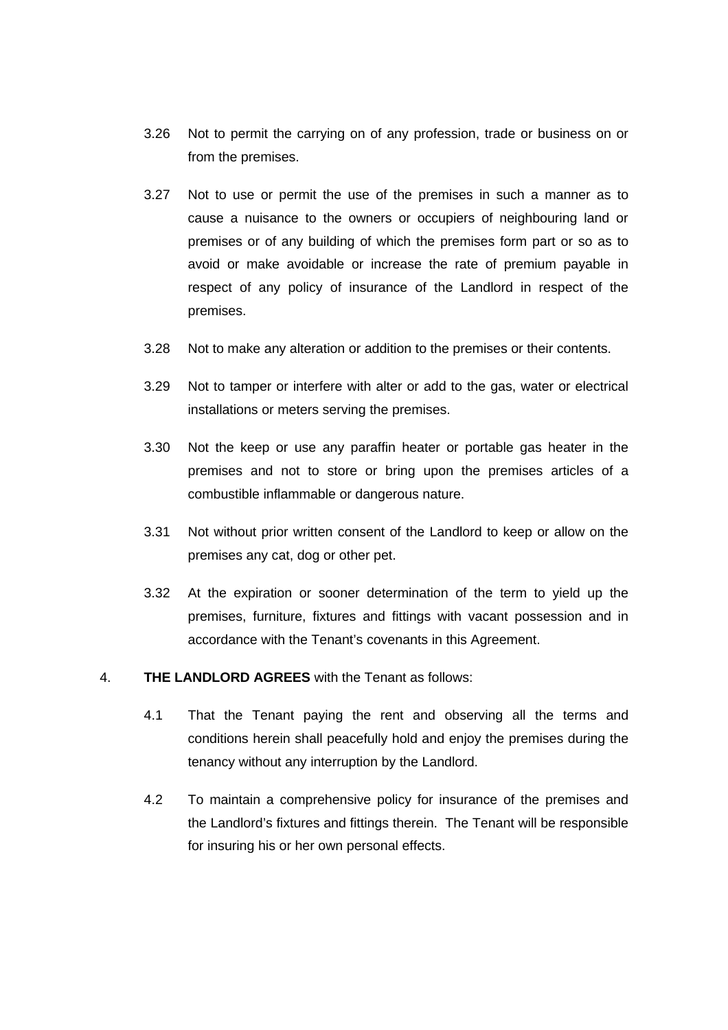3.26 Not to permit the carrying on of any profession, trade or business on or from the premises.

3.27 Not to use or permit the use of the premises in such a manner as to cause a nuisance to the owners or occupiers of neighbouring land or premises or of any building of which the premises form part or so as to avoid or make avoidable or increase the rate of premium payable in respect of any policy of insurance of the Landlord in respect of the premises.

3.28 Not to make any alteration or addition to the premises or their contents.

3.29 Not to tamper or interfere with alter or add to the gas, water or electrical installations or meters serving the premises.

3.30 Not the keep or use any paraffin heater or portable gas heater in the premises and not to store or bring upon the premises articles of a combustible inflammable or dangerous nature.

3.31 Not without prior written consent of the Landlord to keep or allow on the premises any cat, dog or other pet.

3.32 At the expiration or sooner determination of the term to yield up the premises, furniture, fixtures and fittings with vacant possession and in accordance with the Tenant's covenants in this Agreement.

4. **THE LANDLORD AGREES** with the Tenant as follows:

4.1 That the Tenant paying the rent and observing all the terms and conditions herein shall peacefully hold and enjoy the premises during the tenancy without any interruption by the Landlord.

4.2 To maintain a comprehensive policy for insurance of the premises and the Landlord's fixtures and fittings therein. The Tenant will be responsible for insuring his or her own personal effects.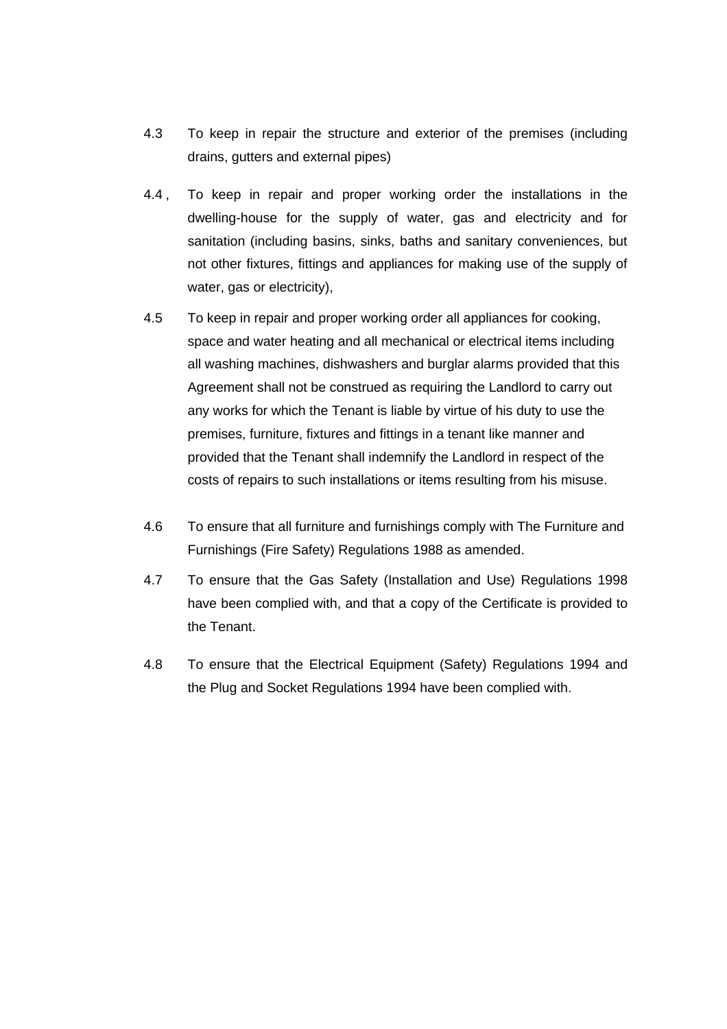4.3 To keep in repair the structure and exterior of the premises (including drains, gutters and external pipes)

4.4 , To keep in repair and proper working order the installations in the dwelling-house for the supply of water, gas and electricity and for sanitation (including basins, sinks, baths and sanitary conveniences, but not other fixtures, fittings and appliances for making use of the supply of water, gas or electricity),

4.5 To keep in repair and proper working order all appliances for cooking, space and water heating and all mechanical or electrical items including all washing machines, dishwashers and burglar alarms provided that this Agreement shall not be construed as requiring the Landlord to carry out any works for which the Tenant is liable by virtue of his duty to use the premises, furniture, fixtures and fittings in a tenant like manner and provided that the Tenant shall indemnify the Landlord in respect of the costs of repairs to such installations or items resulting from his misuse.

4.6 To ensure that all furniture and furnishings comply with The Furniture and Furnishings (Fire Safety) Regulations 1988 as amended.

4.7 To ensure that the Gas Safety (Installation and Use) Regulations 1998 have been complied with, and that a copy of the Certificate is provided to the Tenant.

4.8 To ensure that the Electrical Equipment (Safety) Regulations 1994 and the Plug and Socket Regulations 1994 have been complied with.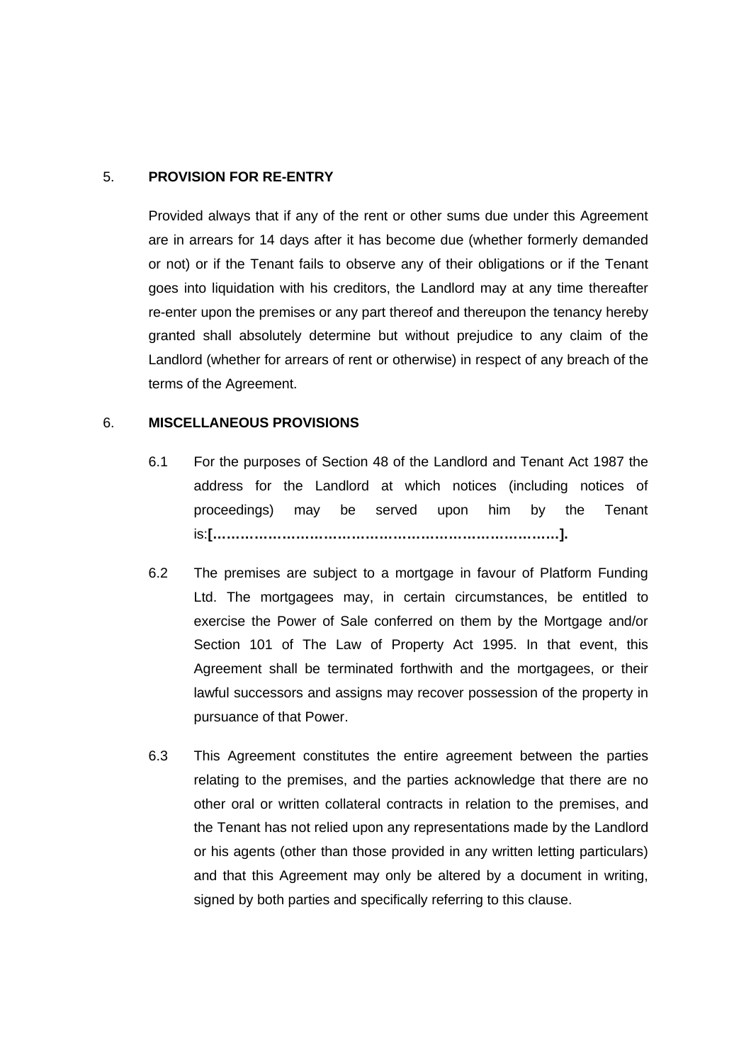5. **PROVISION FOR RE-ENTRY**

Provided always that if any of the rent or other sums due under this Agreement are in arrears for 14 days after it has become due (whether formerly demanded or not) or if the Tenant fails to observe any of their obligations or if the Tenant goes into liquidation with his creditors, the Landlord may at any time thereafter re-enter upon the premises or any part thereof and thereupon the tenancy hereby granted shall absolutely determine but without prejudice to any claim of the Landlord (whether for arrears of rent or otherwise) in respect of any breach of the terms of the Agreement.

6. **MISCELLANEOUS PROVISIONS**

6.1 For the purposes of Section 48 of the Landlord and Tenant Act 1987 the address for the Landlord at which notices (including notices of proceedings) may be served upon him by the Tenant is:**[…………………………………………………………………].**

6.2 The premises are subject to a mortgage in favour of Platform Funding Ltd. The mortgagees may, in certain circumstances, be entitled to exercise the Power of Sale conferred on them by the Mortgage and/or Section 101 of The Law of Property Act 1995. In that event, this Agreement shall be terminated forthwith and the mortgagees, or their lawful successors and assigns may recover possession of the property in pursuance of that Power.

6.3 This Agreement constitutes the entire agreement between the parties relating to the premises, and the parties acknowledge that there are no other oral or written collateral contracts in relation to the premises, and the Tenant has not relied upon any representations made by the Landlord or his agents (other than those provided in any written letting particulars) and that this Agreement may only be altered by a document in writing, signed by both parties and specifically referring to this clause.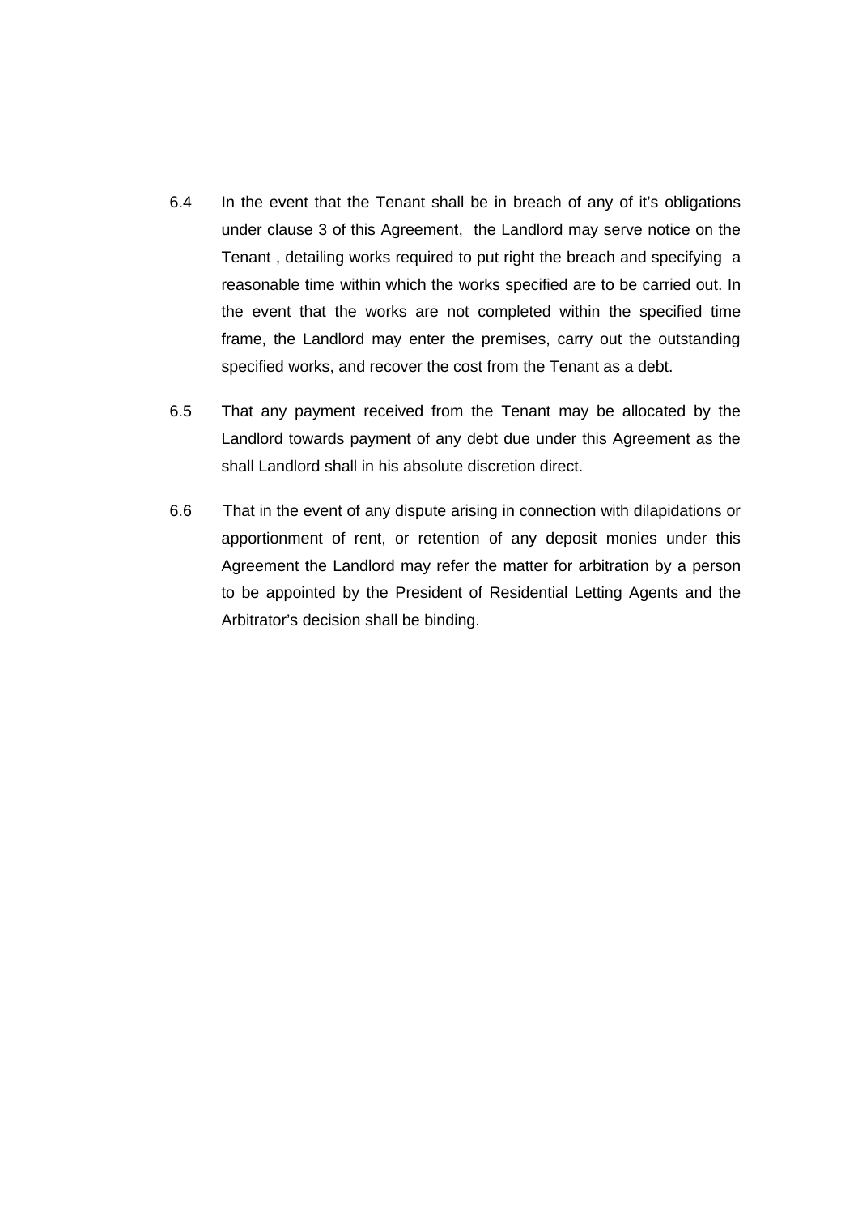6.4 In the event that the Tenant shall be in breach of any of it's obligations under clause 3 of this Agreement, the Landlord may serve notice on the Tenant , detailing works required to put right the breach and specifying a reasonable time within which the works specified are to be carried out. In the event that the works are not completed within the specified time frame, the Landlord may enter the premises, carry out the outstanding specified works, and recover the cost from the Tenant as a debt.

6.5 That any payment received from the Tenant may be allocated by the Landlord towards payment of any debt due under this Agreement as the shall Landlord shall in his absolute discretion direct.

6.6 That in the event of any dispute arising in connection with dilapidations or apportionment of rent, or retention of any deposit monies under this Agreement the Landlord may refer the matter for arbitration by a person to be appointed by the President of Residential Letting Agents and the Arbitrator's decision shall be binding.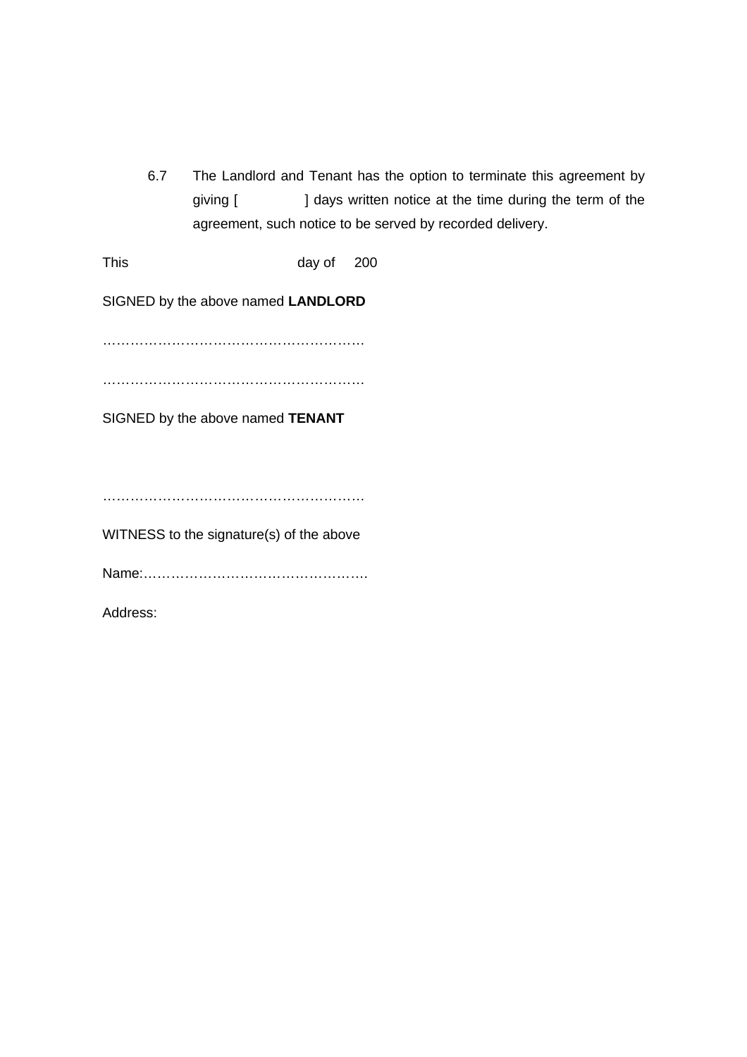6.7 The Landlord and Tenant has the option to terminate this agreement by giving [ ] days written notice at the time during the term of the agreement, such notice to be served by recorded delivery.

This day of 200

SIGNED by the above named **LANDLORD**

…………………………………………………

…………………………………………………

SIGNED by the above named **TENANT**

…………………………………………………

WITNESS to the signature(s) of the above

Name:………………………………………….

Address: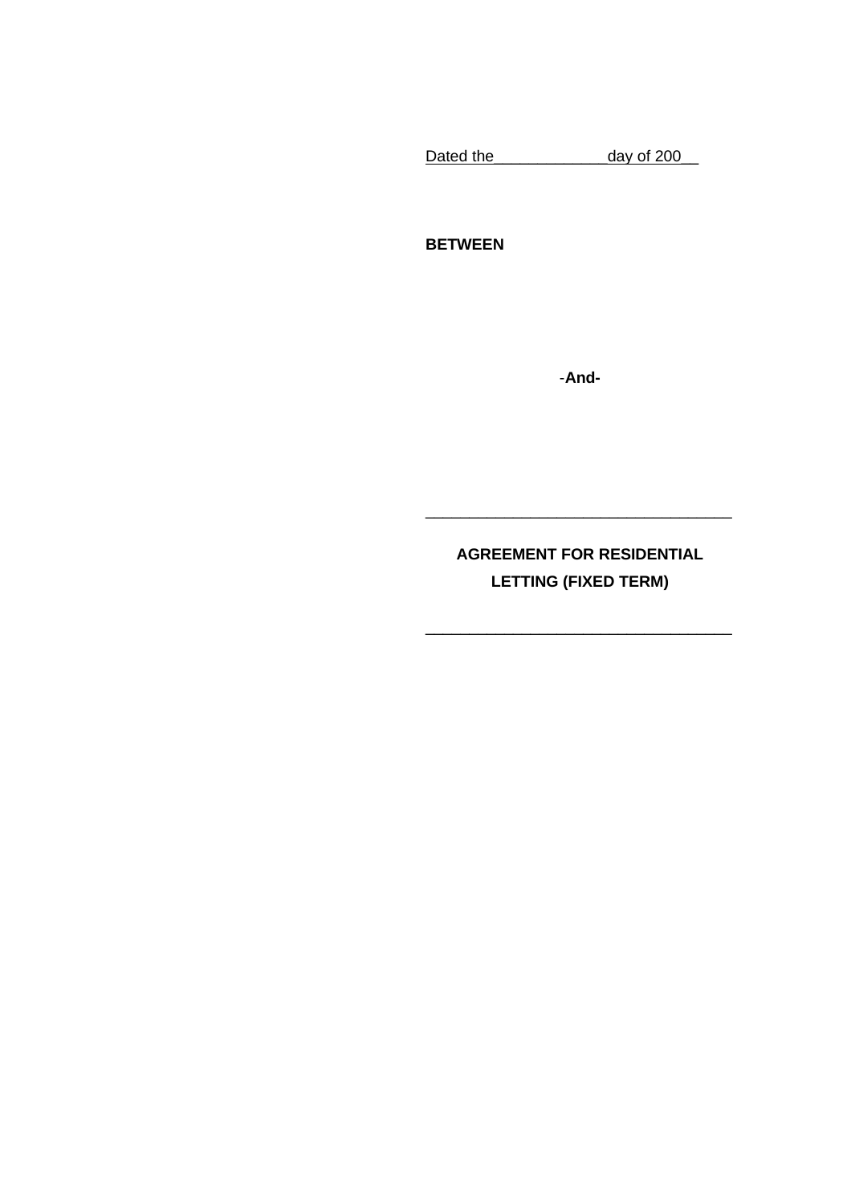Dated the\_\_\_\_\_\_\_\_\_\_\_\_\_day of 200\_\_

**BETWEEN**

-**And-**

___

**AGREEMENT FOR RESIDENTIAL LETTING (FIXED TERM)**

___